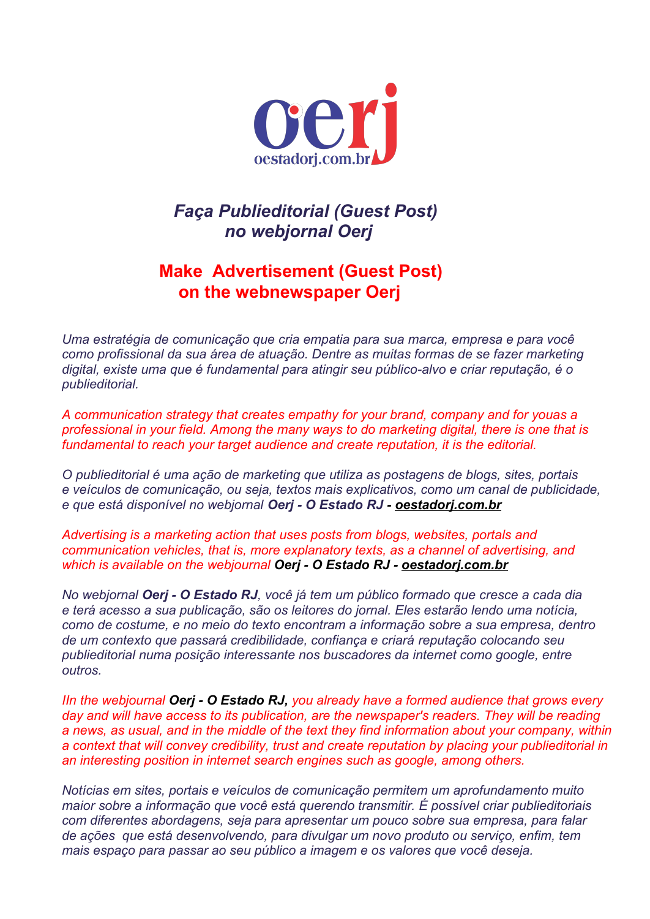oerj

oestadorj.com.br

# *Faça Publieditorial (Guest Post) no webjornal Oerj*

# Make Advertisement (Guest Post) on the webnewspaper Oerj

*Uma estratégia de comunicação que cria empatia para sua marca, empresa e para você como profissional da sua área de atuação. Dentre as muitas formas de se fazer marketing digital, existe uma que é fundamental para atingir seu público-alvo e criar reputação, é o publieditorial.*

*A communication strategy that creates empathy for your brand, company and for youas a professional in your field. Among the many ways to do marketing digital, there is one that is fundamental to reach your target audience and create reputation, it is the editorial.*

*O publieditorial é uma ação de marketing que utiliza as postagens de blogs, sites, portais e veículos de comunicação, ou seja, textos mais explicativos, como um canal de publicidade, e que está disponível no webjornal* ***Oerj - O Estado RJ - oestadorj.com.br***

*Advertising is a marketing action that uses posts from blogs, websites, portals and communication vehicles, that is, more explanatory texts, as a channel of advertising, and which is available on the webjournal* ***Oerj - O Estado RJ - oestadorj.com.br***

*No webjornal* ***Oerj - O Estado RJ****, você já tem um público formado que cresce a cada dia e terá acesso a sua publicação, são os leitores do jornal. Eles estarão lendo uma notícia, como de costume, e no meio do texto encontram a informação sobre a sua empresa, dentro de um contexto que passará credibilidade, confiança e criará reputação colocando seu publieditorial numa posição interessante nos buscadores da internet como google, entre outros.*

*IIn the webjournal* ***Oerj - O Estado RJ,*** *you already have a formed audience that grows every day and will have access to its publication, are the newspaper's readers. They will be reading a news, as usual, and in the middle of the text they find information about your company, within a context that will convey credibility, trust and create reputation by placing your publieditorial in an interesting position in internet search engines such as google, among others.*

*Notícias em sites, portais e veículos de comunicação permitem um aprofundamento muito maior sobre a informação que você está querendo transmitir. É possível criar publieditoriais com diferentes abordagens, seja para apresentar um pouco sobre sua empresa, para falar de ações que está desenvolvendo, para divulgar um novo produto ou serviço, enfim, tem mais espaço para passar ao seu público a imagem e os valores que você deseja.*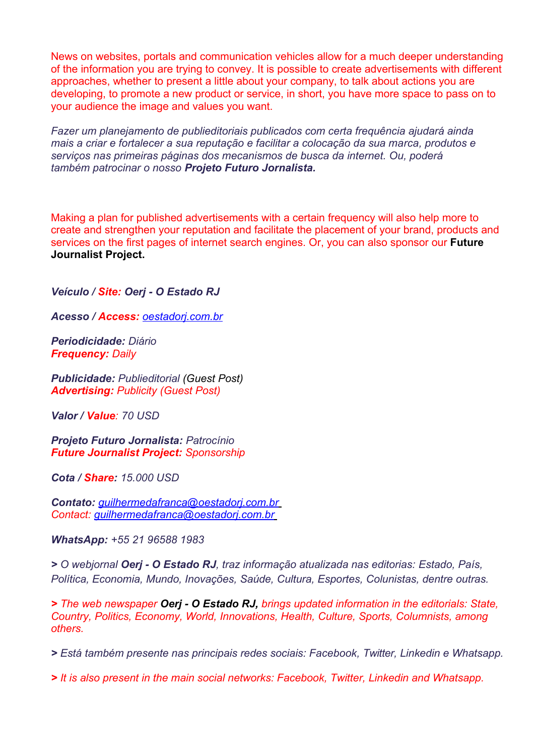News on websites, portals and communication vehicles allow for a much deeper understanding of the information you are trying to convey. It is possible to create advertisements with different approaches, whether to present a little about your company, to talk about actions you are developing, to promote a new product or service, in short, you have more space to pass on to your audience the image and values you want.

*Fazer um planejamento de publieditoriais publicados com certa frequência ajudará ainda mais a criar e fortalecer a sua reputação e facilitar a colocação da sua marca, produtos e serviços nas primeiras páginas dos mecanismos de busca da internet. Ou, poderá também patrocinar o nosso **Projeto Futuro Jornalista.***

Making a plan for published advertisements with a certain frequency will also help more to create and strengthen your reputation and facilitate the placement of your brand, products and services on the first pages of internet search engines. Or, you can also sponsor our **Future Journalist Project.**

***Veículo / Site: Oerj - O Estado RJ***

***Acesso / Access:*** *oestadorj.com.br*

***Periodicidade:*** *Diário*
***Frequency:*** *Daily*

***Publicidade:*** *Publieditorial (Guest Post)*
***Advertising:*** *Publicity (Guest Post)*

***Valor / Value****: 70 USD*

***Projeto Futuro Jornalista:*** *Patrocínio*
***Future Journalist Project:*** *Sponsorship*

***Cota / Share:*** *15.000 USD*

***Contato:*** *guilhermedafranca@oestadorj.com.br*
*Contact: guilhermedafranca@oestadorj.com.br*

***WhatsApp:*** *+55 21 96588 1983*

**>** *O webjornal **Oerj - O Estado RJ**, traz informação atualizada nas editorias: Estado, País, Política, Economia, Mundo, Inovações, Saúde, Cultura, Esportes, Colunistas, dentre outras.*

**>** *The web newspaper **Oerj - O Estado RJ,** brings updated information in the editorials: State, Country, Politics, Economy, World, Innovations, Health, Culture, Sports, Columnists, among others.*

**>** *Está também presente nas principais redes sociais: Facebook, Twitter, Linkedin e Whatsapp.*

**>** *It is also present in the main social networks: Facebook, Twitter, Linkedin and Whatsapp.*